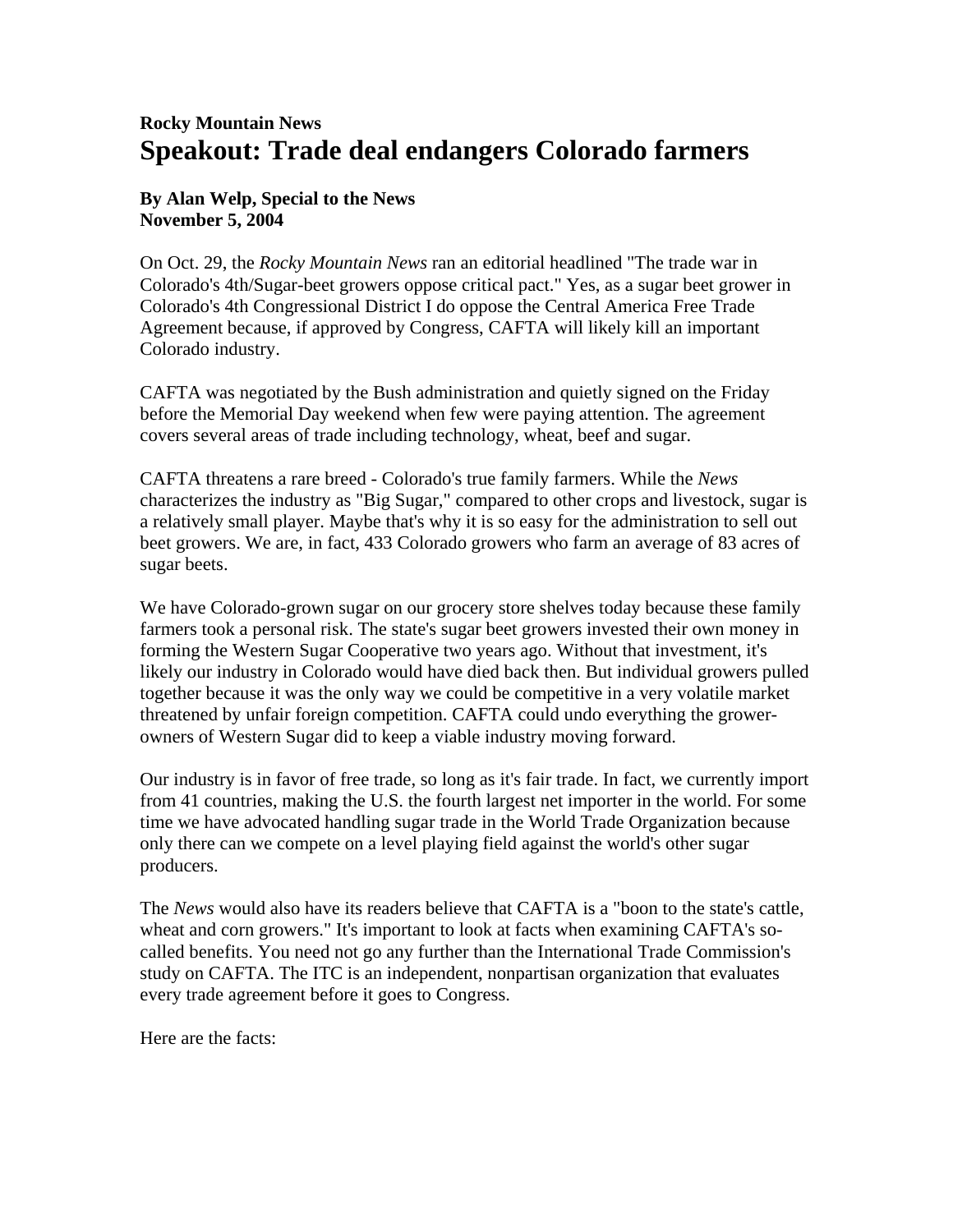**Rocky Mountain News**

# Speakout: Trade deal endangers Colorado farmers

**By Alan Welp, Special to the News**
**November 5, 2004**

On Oct. 29, the *Rocky Mountain News* ran an editorial headlined "The trade war in Colorado's 4th/Sugar-beet growers oppose critical pact." Yes, as a sugar beet grower in Colorado's 4th Congressional District I do oppose the Central America Free Trade Agreement because, if approved by Congress, CAFTA will likely kill an important Colorado industry.

CAFTA was negotiated by the Bush administration and quietly signed on the Friday before the Memorial Day weekend when few were paying attention. The agreement covers several areas of trade including technology, wheat, beef and sugar.

CAFTA threatens a rare breed - Colorado's true family farmers. While the *News* characterizes the industry as "Big Sugar," compared to other crops and livestock, sugar is a relatively small player. Maybe that's why it is so easy for the administration to sell out beet growers. We are, in fact, 433 Colorado growers who farm an average of 83 acres of sugar beets.

We have Colorado-grown sugar on our grocery store shelves today because these family farmers took a personal risk. The state's sugar beet growers invested their own money in forming the Western Sugar Cooperative two years ago. Without that investment, it's likely our industry in Colorado would have died back then. But individual growers pulled together because it was the only way we could be competitive in a very volatile market threatened by unfair foreign competition. CAFTA could undo everything the grower-owners of Western Sugar did to keep a viable industry moving forward.

Our industry is in favor of free trade, so long as it's fair trade. In fact, we currently import from 41 countries, making the U.S. the fourth largest net importer in the world. For some time we have advocated handling sugar trade in the World Trade Organization because only there can we compete on a level playing field against the world's other sugar producers.

The *News* would also have its readers believe that CAFTA is a "boon to the state's cattle, wheat and corn growers." It's important to look at facts when examining CAFTA's so-called benefits. You need not go any further than the International Trade Commission's study on CAFTA. The ITC is an independent, nonpartisan organization that evaluates every trade agreement before it goes to Congress.

Here are the facts: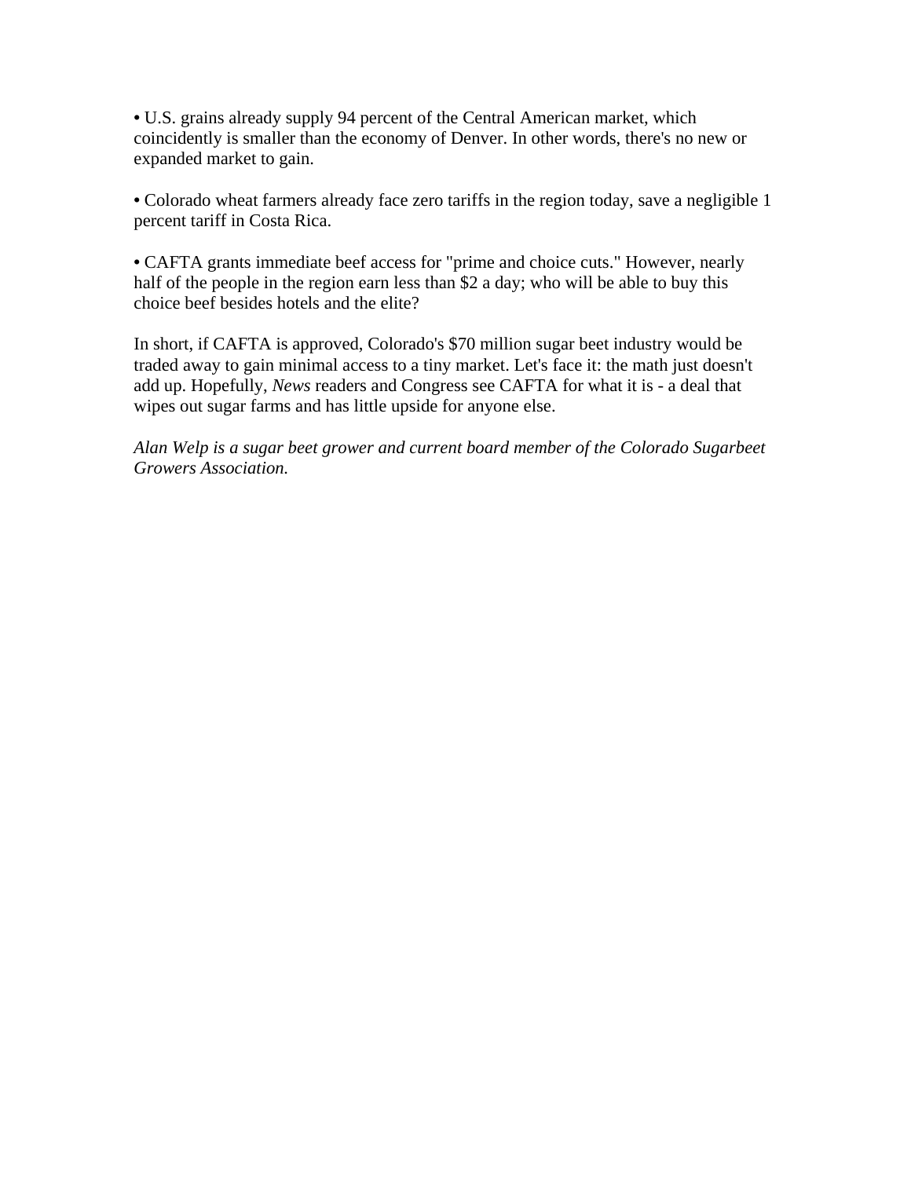- U.S. grains already supply 94 percent of the Central American market, which coincidently is smaller than the economy of Denver. In other words, there's no new or expanded market to gain.

- Colorado wheat farmers already face zero tariffs in the region today, save a negligible 1 percent tariff in Costa Rica.

- CAFTA grants immediate beef access for "prime and choice cuts." However, nearly half of the people in the region earn less than $2 a day; who will be able to buy this choice beef besides hotels and the elite?

In short, if CAFTA is approved, Colorado's $70 million sugar beet industry would be traded away to gain minimal access to a tiny market. Let's face it: the math just doesn't add up. Hopefully, *News* readers and Congress see CAFTA for what it is - a deal that wipes out sugar farms and has little upside for anyone else.

*Alan Welp is a sugar beet grower and current board member of the Colorado Sugarbeet Growers Association.*